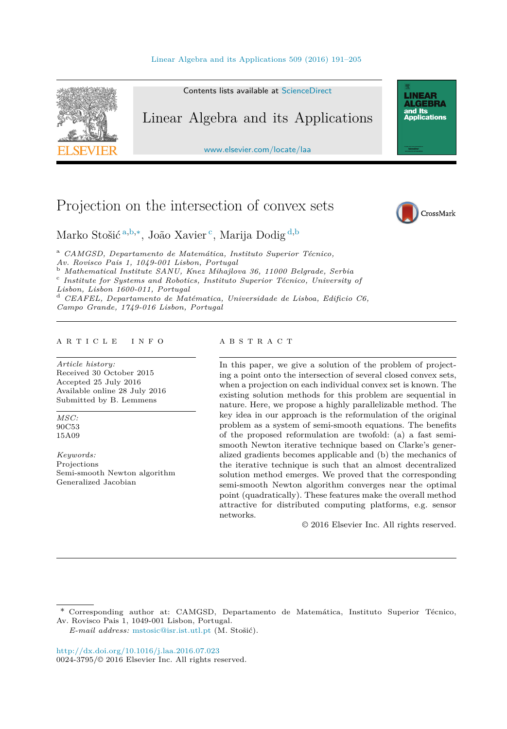# Projection on the intersection of convex sets

Marko Stošić [a,b,*], João Xavier [c], Marija Dodig [d,b]

[a] *CAMGSD, Departamento de Matemática, Instituto Superior Técnico, Av. Rovisco Pais 1, 1049-001 Lisbon, Portugal*
[b] *Mathematical Institute SANU, Knez Mihajlova 36, 11000 Belgrade, Serbia*
[c] *Institute for Systems and Robotics, Instituto Superior Técnico, University of Lisbon, Lisbon 1600-011, Portugal*
[d] *CEAFEL, Departamento de Matématica, Universidade de Lisboa, Edificio C6, Campo Grande, 1749-016 Lisbon, Portugal*

## ARTICLE INFO

*Article history:*
Received 30 October 2015
Accepted 25 July 2016
Available online 28 July 2016
Submitted by B. Lemmens

*MSC:*
90C53
15A09

*Keywords:*
Projections
Semi-smooth Newton algorithm
Generalized Jacobian

## ABSTRACT

In this paper, we give a solution of the problem of projecting a point onto the intersection of several closed convex sets, when a projection on each individual convex set is known. The existing solution methods for this problem are sequential in nature. Here, we propose a highly parallelizable method. The key idea in our approach is the reformulation of the original problem as a system of semi-smooth equations. The benefits of the proposed reformulation are twofold: (a) a fast semi-smooth Newton iterative technique based on Clarke's generalized gradients becomes applicable and (b) the mechanics of the iterative technique is such that an almost decentralized solution method emerges. We proved that the corresponding semi-smooth Newton algorithm converges near the optimal point (quadratically). These features make the overall method attractive for distributed computing platforms, e.g. sensor networks.

© 2016 Elsevier Inc. All rights reserved.

---

\* Corresponding author at: CAMGSD, Departamento de Matemática, Instituto Superior Técnico, Av. Rovisco Pais 1, 1049-001 Lisbon, Portugal.
*E-mail address:* mstosic@isr.ist.utl.pt (M. Stošić).

http://dx.doi.org/10.1016/j.laa.2016.07.023
0024-3795/© 2016 Elsevier Inc. All rights reserved.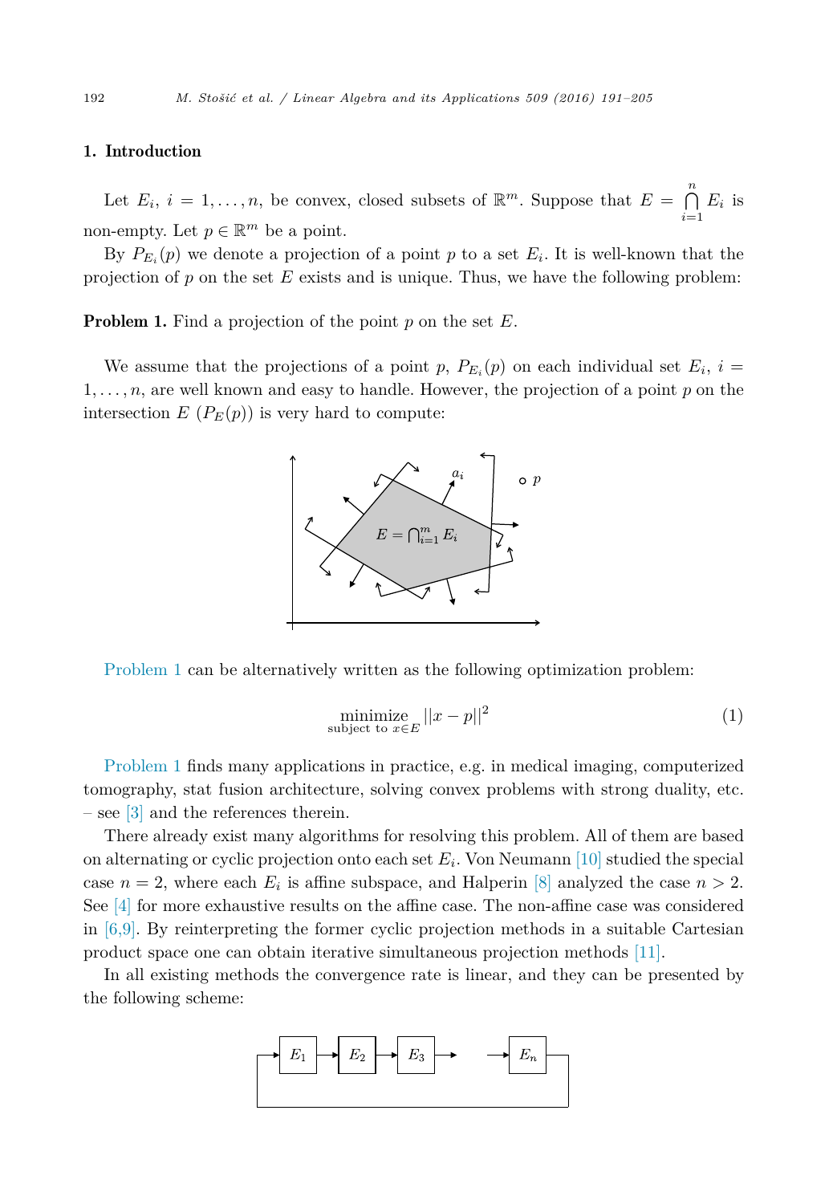## 1. Introduction

Let $E_i$, $i = 1, \ldots, n$, be convex, closed subsets of $\mathbb{R}^m$. Suppose that $E = \bigcap_{i=1}^{n} E_i$ is non-empty. Let $p \in \mathbb{R}^m$ be a point.

By $P_{E_i}(p)$ we denote a projection of a point $p$ to a set $E_i$. It is well-known that the projection of $p$ on the set $E$ exists and is unique. Thus, we have the following problem:

**Problem 1.** Find a projection of the point $p$ on the set $E$.

We assume that the projections of a point $p$, $P_{E_i}(p)$ on each individual set $E_i$, $i = 1, \ldots, n$, are well known and easy to handle. However, the projection of a point $p$ on the intersection $E$ ($P_E(p)$) is very hard to compute:

$a_i$

$p$

$E = \bigcap_{i=1}^{m} E_i$

Problem 1 can be alternatively written as the following optimization problem:

$$\underset{\text{subject to } x \in E}{\text{minimize}} \; ||x - p||^2 \tag{1}$$

Problem 1 finds many applications in practice, e.g. in medical imaging, computerized tomography, stat fusion architecture, solving convex problems with strong duality, etc. – see [3] and the references therein.

There already exist many algorithms for resolving this problem. All of them are based on alternating or cyclic projection onto each set $E_i$. Von Neumann [10] studied the special case $n = 2$, where each $E_i$ is affine subspace, and Halperin [8] analyzed the case $n > 2$. See [4] for more exhaustive results on the affine case. The non-affine case was considered in [6,9]. By reinterpreting the former cyclic projection methods in a suitable Cartesian product space one can obtain iterative simultaneous projection methods [11].

In all existing methods the convergence rate is linear, and they can be presented by the following scheme:

$E_1$ $E_2$ $E_3$ $E_n$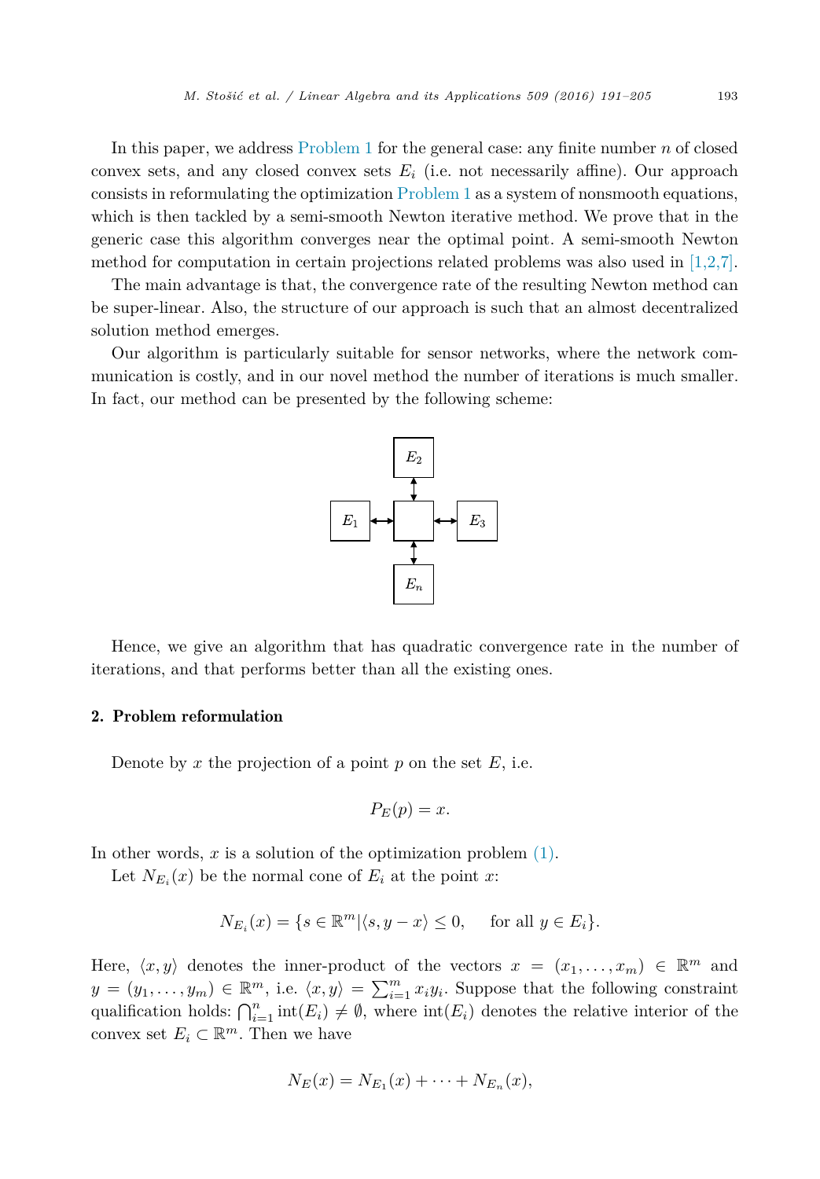In this paper, we address Problem 1 for the general case: any finite number $n$ of closed convex sets, and any closed convex sets $E_i$ (i.e. not necessarily affine). Our approach consists in reformulating the optimization Problem 1 as a system of nonsmooth equations, which is then tackled by a semi-smooth Newton iterative method. We prove that in the generic case this algorithm converges near the optimal point. A semi-smooth Newton method for computation in certain projections related problems was also used in [1,2,7].

The main advantage is that, the convergence rate of the resulting Newton method can be super-linear. Also, the structure of our approach is such that an almost decentralized solution method emerges.

Our algorithm is particularly suitable for sensor networks, where the network communication is costly, and in our novel method the number of iterations is much smaller. In fact, our method can be presented by the following scheme:

$E_2$

$E_1$

$E_3$

$E_n$

Hence, we give an algorithm that has quadratic convergence rate in the number of iterations, and that performs better than all the existing ones.

## 2. Problem reformulation

Denote by $x$ the projection of a point $p$ on the set $E$, i.e.

$$P_E(p) = x.$$

In other words, $x$ is a solution of the optimization problem (1).

Let $N_{E_i}(x)$ be the normal cone of $E_i$ at the point $x$:

$$N_{E_i}(x) = \{s \in \mathbb{R}^m | \langle s, y - x\rangle \leq 0, \quad \text{for all } y \in E_i\}.$$

Here, $\langle x, y\rangle$ denotes the inner-product of the vectors $x = (x_1, \dots, x_m) \in \mathbb{R}^m$ and $y = (y_1, \dots, y_m) \in \mathbb{R}^m$, i.e. $\langle x, y\rangle = \sum_{i=1}^m x_i y_i$. Suppose that the following constraint qualification holds: $\bigcap_{i=1}^n \text{int}(E_i) \neq \emptyset$, where $\text{int}(E_i)$ denotes the relative interior of the convex set $E_i \subset \mathbb{R}^m$. Then we have

$$N_E(x) = N_{E_1}(x) + \cdots + N_{E_n}(x),$$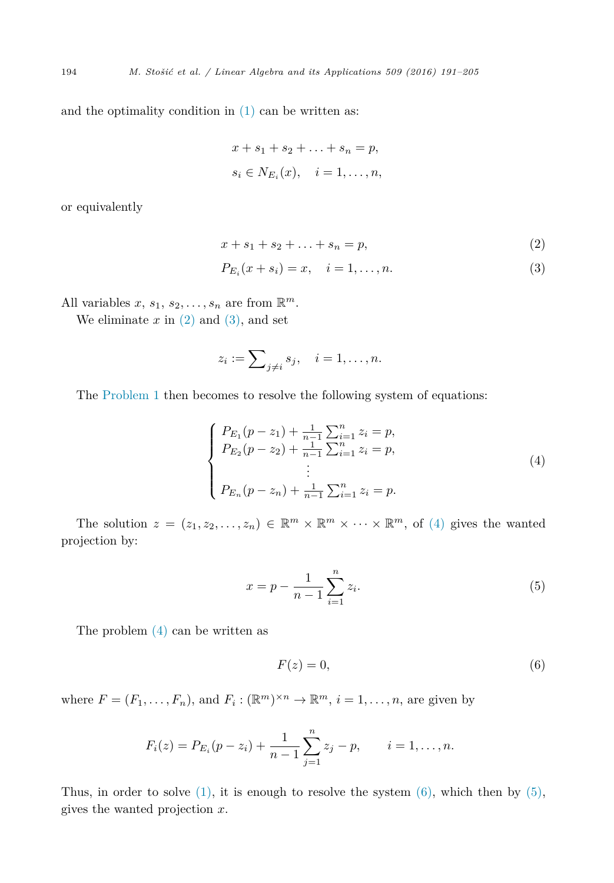and the optimality condition in (1) can be written as:

$$
\begin{aligned}
& x + s_1 + s_2 + \ldots + s_n = p, \\
& s_i \in N_{E_i}(x), \quad i = 1, \ldots, n,
\end{aligned}
$$

or equivalently

$$
x + s_1 + s_2 + \ldots + s_n = p, \tag{2}
$$

$$
P_{E_i}(x + s_i) = x, \quad i = 1, \ldots, n. \tag{3}
$$

All variables $x$, $s_1$, $s_2, \ldots, s_n$ are from $\mathbb{R}^m$.

We eliminate $x$ in (2) and (3), and set

$$
z_i := \sum\nolimits_{j \neq i} s_j, \quad i = 1, \ldots, n.
$$

The Problem 1 then becomes to resolve the following system of equations:

$$
\begin{cases}
P_{E_1}(p - z_1) + \frac{1}{n-1} \sum_{i=1}^{n} z_i = p, \\
P_{E_2}(p - z_2) + \frac{1}{n-1} \sum_{i=1}^{n} z_i = p, \\
\qquad \vdots \\
P_{E_n}(p - z_n) + \frac{1}{n-1} \sum_{i=1}^{n} z_i = p.
\end{cases} \tag{4}
$$

The solution $z = (z_1, z_2, \ldots, z_n) \in \mathbb{R}^m \times \mathbb{R}^m \times \cdots \times \mathbb{R}^m$, of (4) gives the wanted projection by:

$$
x = p - \frac{1}{n-1} \sum_{i=1}^{n} z_i. \tag{5}
$$

The problem (4) can be written as

$$
F(z) = 0, \tag{6}
$$

where $F = (F_1, \ldots, F_n)$, and $F_i : (\mathbb{R}^m)^{\times n} \to \mathbb{R}^m$, $i = 1, \ldots, n$, are given by

$$
F_i(z) = P_{E_i}(p - z_i) + \frac{1}{n-1} \sum_{j=1}^{n} z_j - p, \qquad i = 1, \ldots, n.
$$

Thus, in order to solve (1), it is enough to resolve the system (6), which then by (5), gives the wanted projection $x$.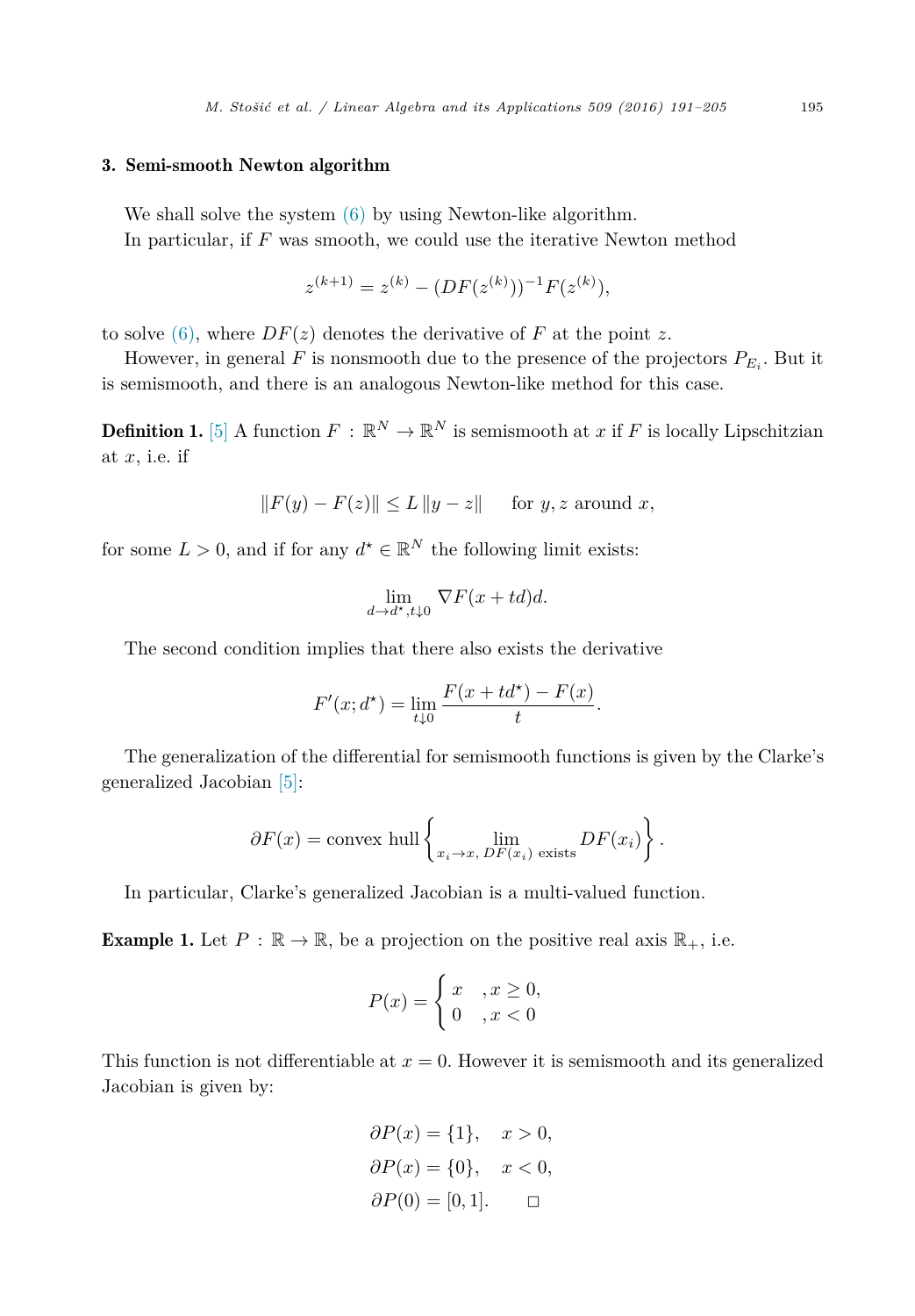## 3. Semi-smooth Newton algorithm

We shall solve the system (6) by using Newton-like algorithm.

In particular, if $F$ was smooth, we could use the iterative Newton method

$$z^{(k+1)} = z^{(k)} - (DF(z^{(k)}))^{-1} F(z^{(k)}),$$

to solve (6), where $DF(z)$ denotes the derivative of $F$ at the point $z$.

However, in general $F$ is nonsmooth due to the presence of the projectors $P_{E_i}$. But it is semismooth, and there is an analogous Newton-like method for this case.

**Definition 1.** [5] A function $F : \mathbb{R}^N \to \mathbb{R}^N$ is semismooth at $x$ if $F$ is locally Lipschitzian at $x$, i.e. if

$$\|F(y) - F(z)\| \leq L \|y - z\| \quad \text{ for } y, z \text{ around } x,$$

for some $L > 0$, and if for any $d^\star \in \mathbb{R}^N$ the following limit exists:

$$\lim_{d \to d^\star, t \downarrow 0} \nabla F(x + td)d.$$

The second condition implies that there also exists the derivative

$$F'(x; d^\star) = \lim_{t \downarrow 0} \frac{F(x + td^\star) - F(x)}{t}.$$

The generalization of the differential for semismooth functions is given by the Clarke's generalized Jacobian [5]:

$$\partial F(x) = \text{convex hull} \left\{ \lim_{x_i \to x,\, DF(x_i) \text{ exists}} DF(x_i) \right\}.$$

In particular, Clarke's generalized Jacobian is a multi-valued function.

**Example 1.** Let $P : \mathbb{R} \to \mathbb{R}$, be a projection on the positive real axis $\mathbb{R}_+$, i.e.

$$P(x) = \begin{cases} x & , x \geq 0, \\ 0 & , x < 0 \end{cases}$$

This function is not differentiable at $x = 0$. However it is semismooth and its generalized Jacobian is given by:

$$\partial P(x) = \{1\}, \quad x > 0,$$
$$\partial P(x) = \{0\}, \quad x < 0,$$
$$\partial P(0) = [0, 1]. \qquad \square$$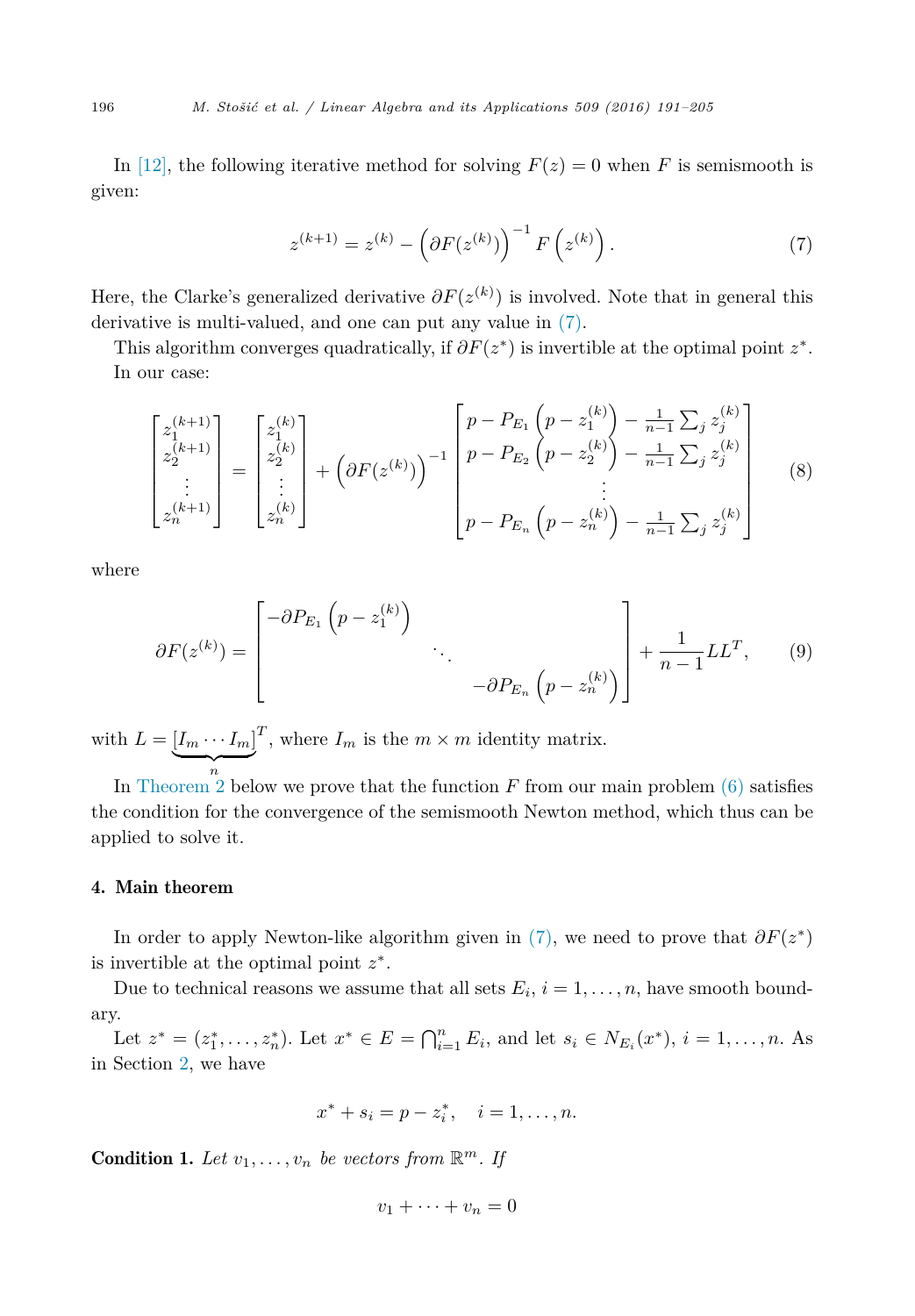In [12], the following iterative method for solving $F(z) = 0$ when $F$ is semismooth is given:

$$z^{(k+1)} = z^{(k)} - \left(\partial F(z^{(k)})\right)^{-1} F\left(z^{(k)}\right). \tag{7}$$

Here, the Clarke's generalized derivative $\partial F(z^{(k)})$ is involved. Note that in general this derivative is multi-valued, and one can put any value in (7).

This algorithm converges quadratically, if $\partial F(z^*)$ is invertible at the optimal point $z^*$.

In our case:

$$\begin{bmatrix} z_1^{(k+1)} \\ z_2^{(k+1)} \\ \vdots \\ z_n^{(k+1)} \end{bmatrix} = \begin{bmatrix} z_1^{(k)} \\ z_2^{(k)} \\ \vdots \\ z_n^{(k)} \end{bmatrix} + \left(\partial F(z^{(k)})\right)^{-1} \begin{bmatrix} p - P_{E_1}\left(p - z_1^{(k)}\right) - \frac{1}{n-1}\sum_j z_j^{(k)} \\ p - P_{E_2}\left(p - z_2^{(k)}\right) - \frac{1}{n-1}\sum_j z_j^{(k)} \\ \vdots \\ p - P_{E_n}\left(p - z_n^{(k)}\right) - \frac{1}{n-1}\sum_j z_j^{(k)} \end{bmatrix} \tag{8}$$

where

$$\partial F(z^{(k)}) = \begin{bmatrix} -\partial P_{E_1}\left(p - z_1^{(k)}\right) & & \\ & \ddots & \\ & & -\partial P_{E_n}\left(p - z_n^{(k)}\right) \end{bmatrix} + \frac{1}{n-1} L L^T, \tag{9}$$

with $L = [\underbrace{I_m \cdots I_m}_{n}]^T$, where $I_m$ is the $m \times m$ identity matrix.

In Theorem 2 below we prove that the function $F$ from our main problem (6) satisfies the condition for the convergence of the semismooth Newton method, which thus can be applied to solve it.

## 4. Main theorem

In order to apply Newton-like algorithm given in (7), we need to prove that $\partial F(z^*)$ is invertible at the optimal point $z^*$.

Due to technical reasons we assume that all sets $E_i$, $i = 1, \ldots, n$, have smooth boundary.

Let $z^* = (z_1^*, \ldots, z_n^*)$. Let $x^* \in E = \bigcap_{i=1}^n E_i$, and let $s_i \in N_{E_i}(x^*)$, $i = 1, \ldots, n$. As in Section 2, we have

$$x^* + s_i = p - z_i^*, \quad i = 1, \ldots, n.$$

**Condition 1.** *Let $v_1, \ldots, v_n$ be vectors from $\mathbb{R}^m$. If*

$$v_1 + \cdots + v_n = 0$$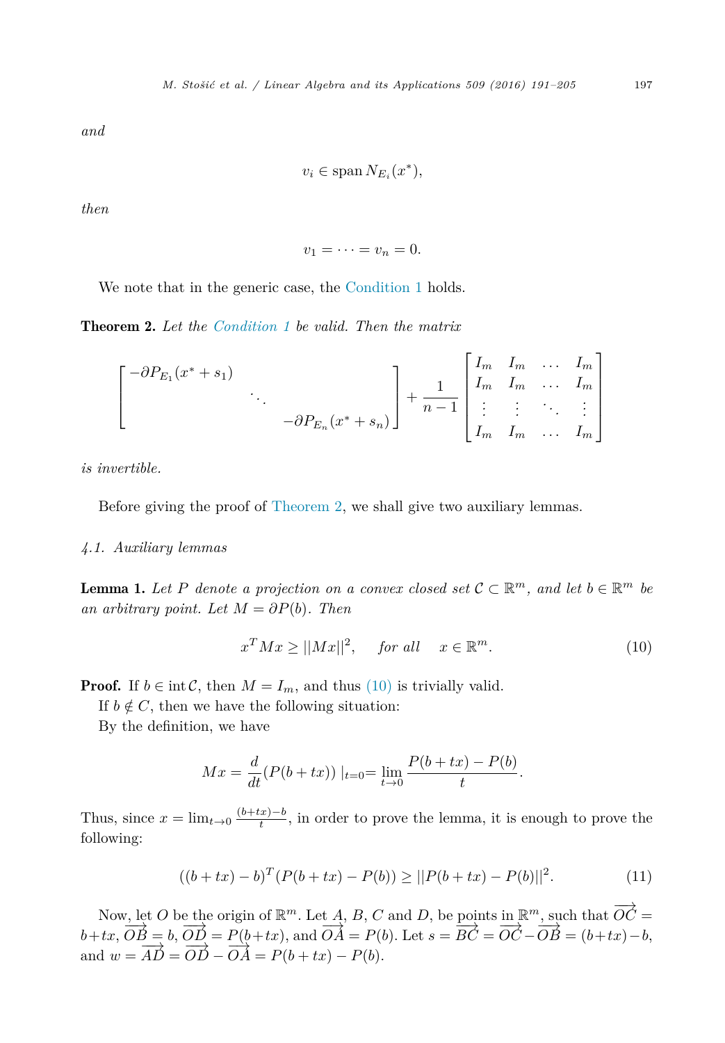*and*

$$v_i \in \operatorname{span} N_{E_i}(x^*),$$

*then*

$$v_1 = \cdots = v_n = 0.$$

We note that in the generic case, the Condition 1 holds.

**Theorem 2.** *Let the Condition 1 be valid. Then the matrix*

$$\begin{bmatrix} -\partial P_{E_1}(x^* + s_1) & & \\ & \ddots & \\ & & -\partial P_{E_n}(x^* + s_n) \end{bmatrix} + \frac{1}{n-1} \begin{bmatrix} I_m & I_m & \dots & I_m \\ I_m & I_m & \dots & I_m \\ \vdots & \vdots & \ddots & \vdots \\ I_m & I_m & \dots & I_m \end{bmatrix}$$

*is invertible.*

Before giving the proof of Theorem 2, we shall give two auxiliary lemmas.

### *4.1. Auxiliary lemmas*

**Lemma 1.** *Let $P$ denote a projection on a convex closed set $\mathcal{C} \subset \mathbb{R}^m$, and let $b \in \mathbb{R}^m$ be an arbitrary point. Let $M = \partial P(b)$. Then*

$$x^T M x \geq ||Mx||^2, \quad \textit{for all} \quad x \in \mathbb{R}^m. \tag{10}$$

**Proof.** If $b \in \operatorname{int} \mathcal{C}$, then $M = I_m$, and thus (10) is trivially valid.

If $b \notin C$, then we have the following situation:

By the definition, we have

$$Mx = \frac{d}{dt}(P(b + tx)) \mid_{t=0} = \lim_{t \to 0} \frac{P(b + tx) - P(b)}{t}.$$

Thus, since $x = \lim_{t \to 0} \frac{(b+tx)-b}{t}$, in order to prove the lemma, it is enough to prove the following:

$$((b + tx) - b)^T (P(b + tx) - P(b)) \geq ||P(b + tx) - P(b)||^2. \tag{11}$$

Now, let $O$ be the origin of $\mathbb{R}^m$. Let $A$, $B$, $C$ and $D$, be points in $\mathbb{R}^m$, such that $\overrightarrow{OC} = b+tx$, $\overrightarrow{OB} = b$, $\overrightarrow{OD} = P(b+tx)$, and $\overrightarrow{OA} = P(b)$. Let $s = \overrightarrow{BC} = \overrightarrow{OC} - \overrightarrow{OB} = (b+tx)-b$, and $w = \overrightarrow{AD} = \overrightarrow{OD} - \overrightarrow{OA} = P(b + tx) - P(b)$.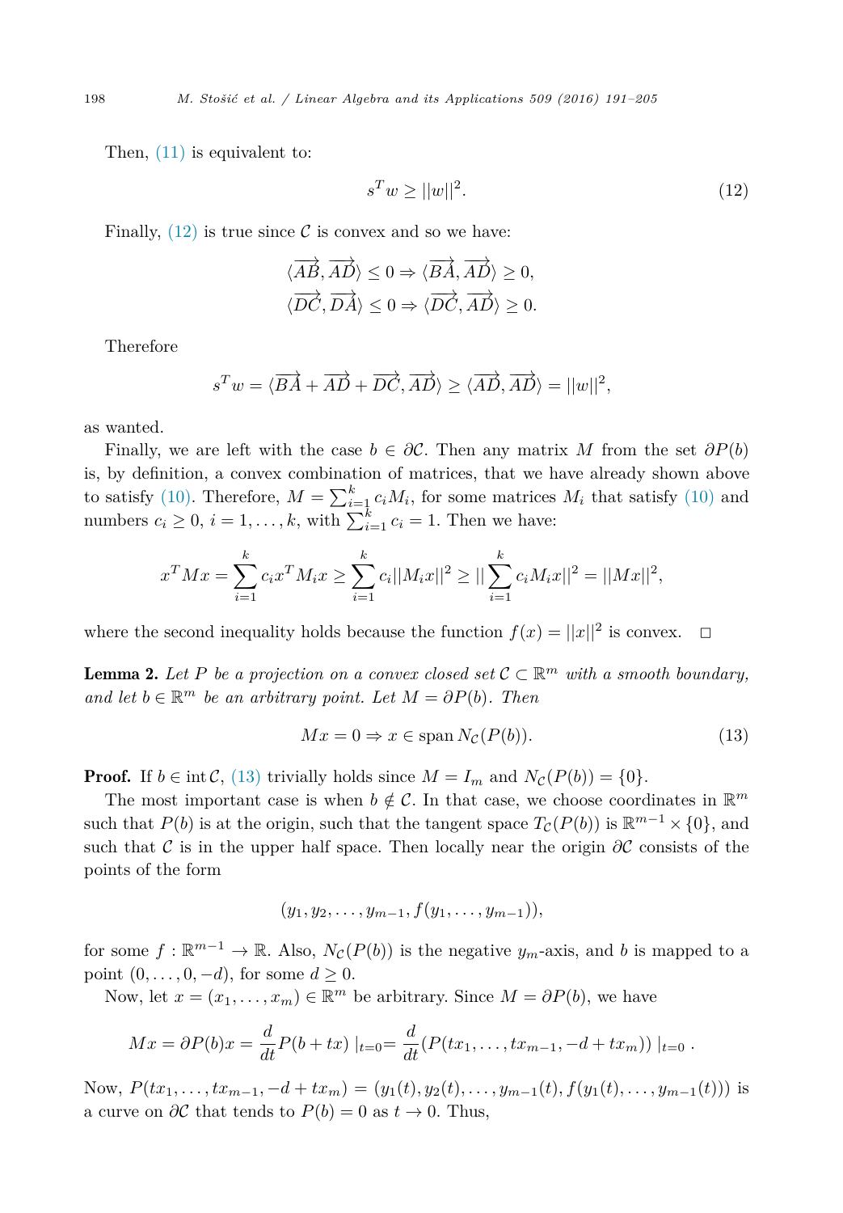Then, (11) is equivalent to:

$$s^T w \geq ||w||^2. \tag{12}$$

Finally, (12) is true since $\mathcal{C}$ is convex and so we have:

$$\langle \overrightarrow{AB}, \overrightarrow{AD} \rangle \leq 0 \Rightarrow \langle \overrightarrow{BA}, \overrightarrow{AD} \rangle \geq 0,$$
$$\langle \overrightarrow{DC}, \overrightarrow{DA} \rangle \leq 0 \Rightarrow \langle \overrightarrow{DC}, \overrightarrow{AD} \rangle \geq 0.$$

Therefore

$$s^T w = \langle \overrightarrow{BA} + \overrightarrow{AD} + \overrightarrow{DC}, \overrightarrow{AD} \rangle \geq \langle \overrightarrow{AD}, \overrightarrow{AD} \rangle = ||w||^2,$$

as wanted.

Finally, we are left with the case $b \in \partial\mathcal{C}$. Then any matrix $M$ from the set $\partial P(b)$ is, by definition, a convex combination of matrices, that we have already shown above to satisfy (10). Therefore, $M = \sum_{i=1}^{k} c_i M_i$, for some matrices $M_i$ that satisfy (10) and numbers $c_i \geq 0$, $i = 1, \ldots, k$, with $\sum_{i=1}^{k} c_i = 1$. Then we have:

$$x^T M x = \sum_{i=1}^{k} c_i x^T M_i x \geq \sum_{i=1}^{k} c_i ||M_i x||^2 \geq ||\sum_{i=1}^{k} c_i M_i x||^2 = ||Mx||^2,$$

where the second inequality holds because the function $f(x) = ||x||^2$ is convex. $\square$

**Lemma 2.** *Let $P$ be a projection on a convex closed set $\mathcal{C} \subset \mathbb{R}^m$ with a smooth boundary, and let $b \in \mathbb{R}^m$ be an arbitrary point. Let $M = \partial P(b)$. Then*

$$Mx = 0 \Rightarrow x \in \operatorname{span} N_{\mathcal{C}}(P(b)). \tag{13}$$

**Proof.** If $b \in \operatorname{int} \mathcal{C}$, (13) trivially holds since $M = I_m$ and $N_{\mathcal{C}}(P(b)) = \{0\}$.

The most important case is when $b \notin \mathcal{C}$. In that case, we choose coordinates in $\mathbb{R}^m$ such that $P(b)$ is at the origin, such that the tangent space $T_{\mathcal{C}}(P(b))$ is $\mathbb{R}^{m-1} \times \{0\}$, and such that $\mathcal{C}$ is in the upper half space. Then locally near the origin $\partial\mathcal{C}$ consists of the points of the form

$$(y_1, y_2, \ldots, y_{m-1}, f(y_1, \ldots, y_{m-1})),$$

for some $f : \mathbb{R}^{m-1} \to \mathbb{R}$. Also, $N_{\mathcal{C}}(P(b))$ is the negative $y_m$-axis, and $b$ is mapped to a point $(0, \ldots, 0, -d)$, for some $d \geq 0$.

Now, let $x = (x_1, \ldots, x_m) \in \mathbb{R}^m$ be arbitrary. Since $M = \partial P(b)$, we have

$$Mx = \partial P(b)x = \frac{d}{dt} P(b + tx) \mid_{t=0} = \frac{d}{dt} (P(tx_1, \ldots, tx_{m-1}, -d + tx_m)) \mid_{t=0} .$$

Now, $P(tx_1, \ldots, tx_{m-1}, -d + tx_m) = (y_1(t), y_2(t), \ldots, y_{m-1}(t), f(y_1(t), \ldots, y_{m-1}(t)))$ is a curve on $\partial\mathcal{C}$ that tends to $P(b) = 0$ as $t \to 0$. Thus,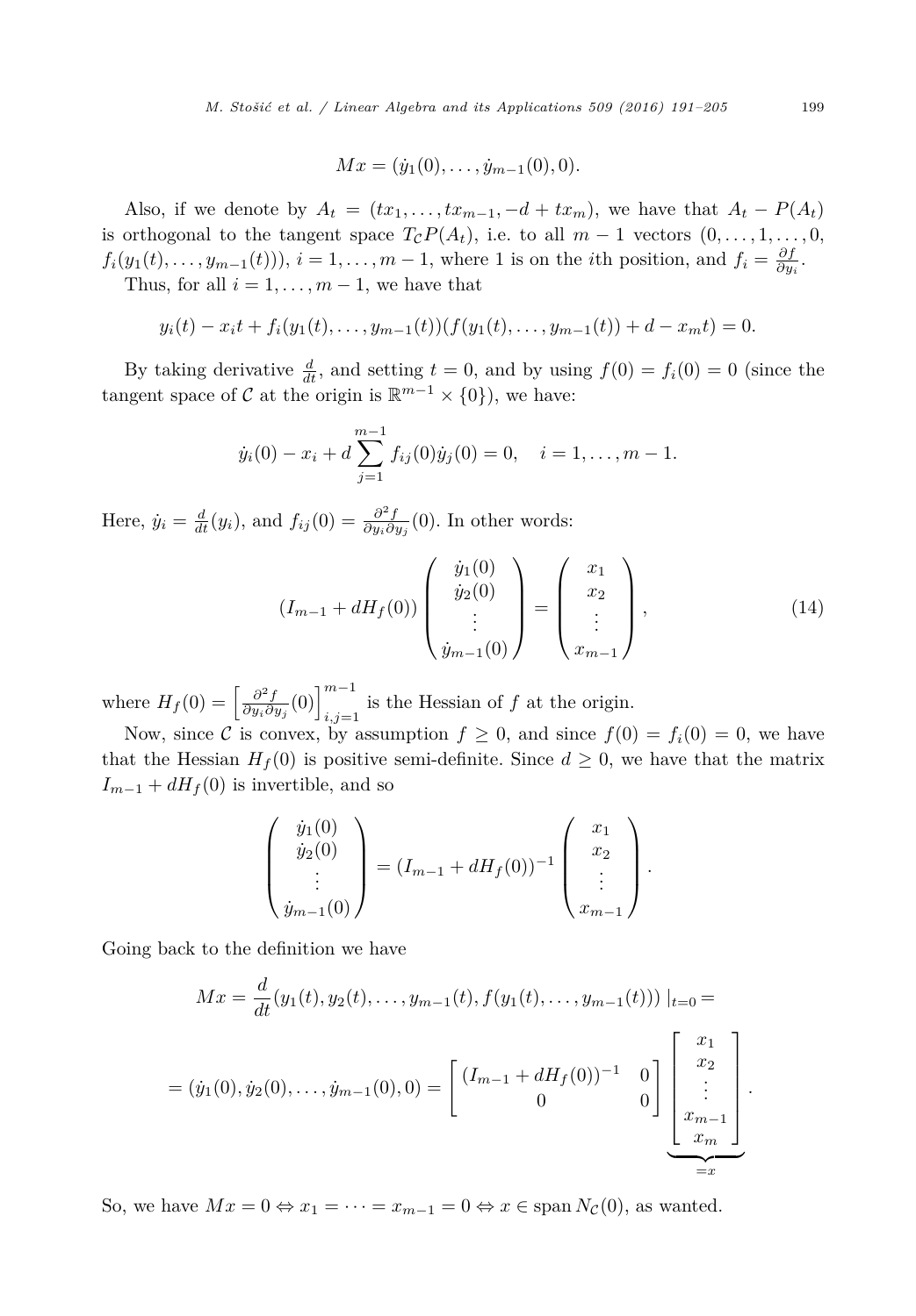$$Mx = (\dot{y}_1(0), \dots, \dot{y}_{m-1}(0), 0).$$

Also, if we denote by $A_t = (tx_1, \dots, tx_{m-1}, -d + tx_m)$, we have that $A_t - P(A_t)$ is orthogonal to the tangent space $T_{\mathcal{C}}P(A_t)$, i.e. to all $m-1$ vectors $(0, \dots, 1, \dots, 0, f_i(y_1(t), \dots, y_{m-1}(t)))$, $i = 1, \dots, m-1$, where 1 is on the $i$th position, and $f_i = \frac{\partial f}{\partial y_i}$.

Thus, for all $i = 1, \dots, m-1$, we have that

$$y_i(t) - x_i t + f_i(y_1(t), \dots, y_{m-1}(t))(f(y_1(t), \dots, y_{m-1}(t)) + d - x_m t) = 0.$$

By taking derivative $\frac{d}{dt}$, and setting $t = 0$, and by using $f(0) = f_i(0) = 0$ (since the tangent space of $\mathcal{C}$ at the origin is $\mathbb{R}^{m-1} \times \{0\}$), we have:

$$\dot{y}_i(0) - x_i + d \sum_{j=1}^{m-1} f_{ij}(0)\dot{y}_j(0) = 0, \quad i = 1, \dots, m-1.$$

Here, $\dot{y}_i = \frac{d}{dt}(y_i)$, and $f_{ij}(0) = \frac{\partial^2 f}{\partial y_i \partial y_j}(0)$. In other words:

$$(I_{m-1} + dH_f(0)) \begin{pmatrix} \dot{y}_1(0) \\ \dot{y}_2(0) \\ \vdots \\ \dot{y}_{m-1}(0) \end{pmatrix} = \begin{pmatrix} x_1 \\ x_2 \\ \vdots \\ x_{m-1} \end{pmatrix}, \tag{14}$$

where $H_f(0) = \left[\frac{\partial^2 f}{\partial y_i \partial y_j}(0)\right]_{i,j=1}^{m-1}$ is the Hessian of $f$ at the origin.

Now, since $\mathcal{C}$ is convex, by assumption $f \geq 0$, and since $f(0) = f_i(0) = 0$, we have that the Hessian $H_f(0)$ is positive semi-definite. Since $d \geq 0$, we have that the matrix $I_{m-1} + dH_f(0)$ is invertible, and so

$$\begin{pmatrix} \dot{y}_1(0) \\ \dot{y}_2(0) \\ \vdots \\ \dot{y}_{m-1}(0) \end{pmatrix} = (I_{m-1} + dH_f(0))^{-1} \begin{pmatrix} x_1 \\ x_2 \\ \vdots \\ x_{m-1} \end{pmatrix}.$$

Going back to the definition we have

$$Mx = \frac{d}{dt}(y_1(t), y_2(t), \dots, y_{m-1}(t), f(y_1(t), \dots, y_{m-1}(t)))\,|_{t=0} =$$

$$= (\dot{y}_1(0), \dot{y}_2(0), \dots, \dot{y}_{m-1}(0), 0) = \begin{bmatrix} (I_{m-1} + dH_f(0))^{-1} & 0 \\ 0 & 0 \end{bmatrix} \underbrace{\begin{bmatrix} x_1 \\ x_2 \\ \vdots \\ x_{m-1} \\ x_m \end{bmatrix}}_{=x}.$$

So, we have $Mx = 0 \Leftrightarrow x_1 = \dots = x_{m-1} = 0 \Leftrightarrow x \in \operatorname{span} N_{\mathcal{C}}(0)$, as wanted.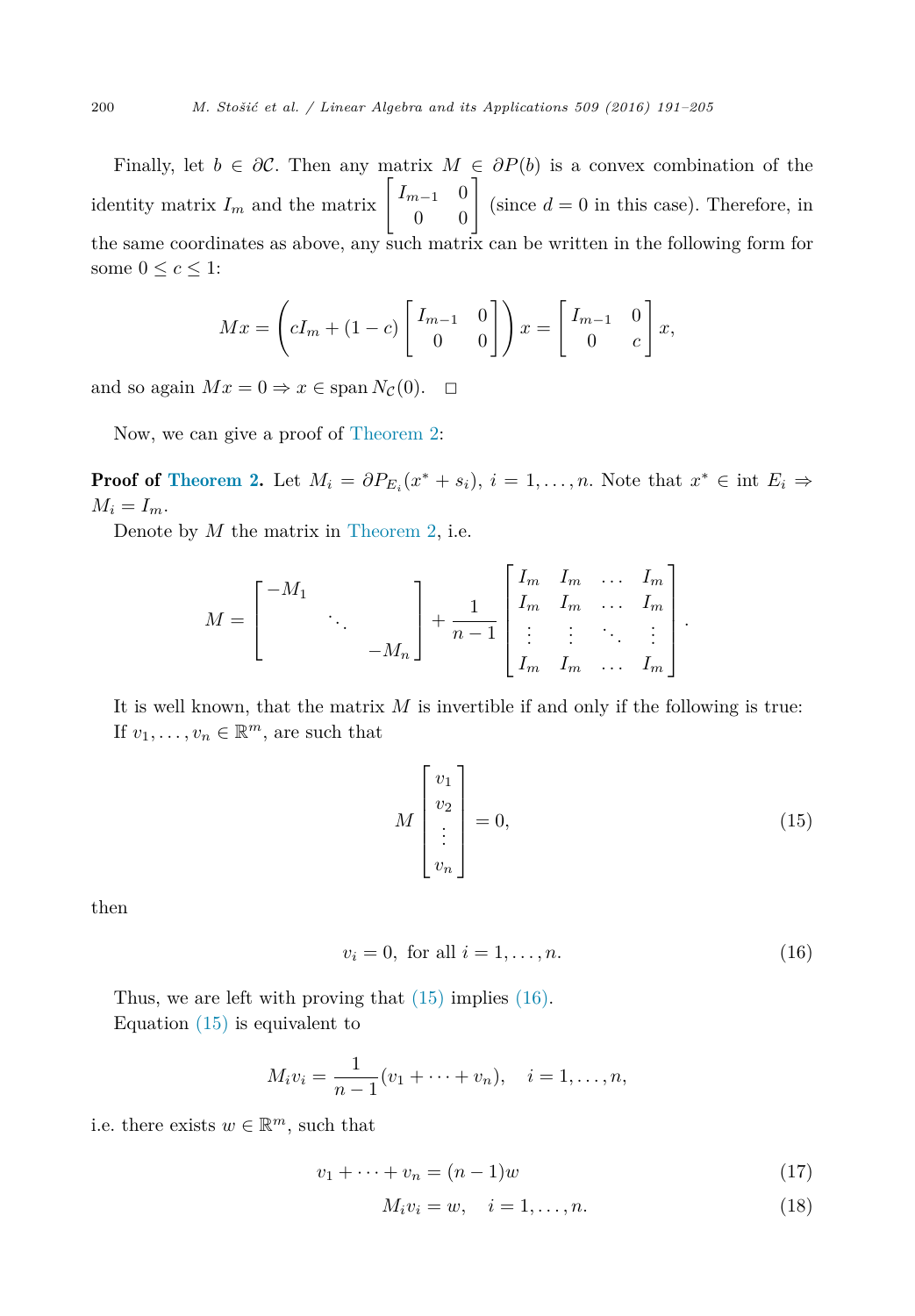Finally, let $b \in \partial\mathcal{C}$. Then any matrix $M \in \partial P(b)$ is a convex combination of the identity matrix $I_m$ and the matrix $\begin{bmatrix} I_{m-1} & 0 \\ 0 & 0 \end{bmatrix}$ (since $d = 0$ in this case). Therefore, in the same coordinates as above, any such matrix can be written in the following form for some $0 \le c \le 1$:

$$Mx = \left( cI_m + (1-c) \begin{bmatrix} I_{m-1} & 0 \\ 0 & 0 \end{bmatrix} \right) x = \begin{bmatrix} I_{m-1} & 0 \\ 0 & c \end{bmatrix} x,$$

and so again $Mx = 0 \Rightarrow x \in \operatorname{span} N_{\mathcal{C}}(0)$. $\square$

Now, we can give a proof of Theorem 2:

**Proof of Theorem 2.** Let $M_i = \partial P_{E_i}(x^* + s_i)$, $i = 1, \dots, n$. Note that $x^* \in \operatorname{int} E_i \Rightarrow M_i = I_m$.

Denote by $M$ the matrix in Theorem 2, i.e.

$$M = \begin{bmatrix} -M_1 & & \\ & \ddots & \\ & & -M_n \end{bmatrix} + \frac{1}{n-1} \begin{bmatrix} I_m & I_m & \dots & I_m \\ I_m & I_m & \dots & I_m \\ \vdots & \vdots & \ddots & \vdots \\ I_m & I_m & \dots & I_m \end{bmatrix}.$$

It is well known, that the matrix $M$ is invertible if and only if the following is true: If $v_1, \dots, v_n \in \mathbb{R}^m$, are such that

$$M \begin{bmatrix} v_1 \\ v_2 \\ \vdots \\ v_n \end{bmatrix} = 0, \tag{15}$$

then

$$v_i = 0, \text{ for all } i = 1, \dots, n. \tag{16}$$

Thus, we are left with proving that (15) implies (16).

Equation (15) is equivalent to

$$M_i v_i = \frac{1}{n-1}(v_1 + \dots + v_n), \quad i = 1, \dots, n,$$

i.e. there exists $w \in \mathbb{R}^m$, such that

$$v_1 + \dots + v_n = (n-1)w \tag{17}$$

$$M_i v_i = w, \quad i = 1, \dots, n. \tag{18}$$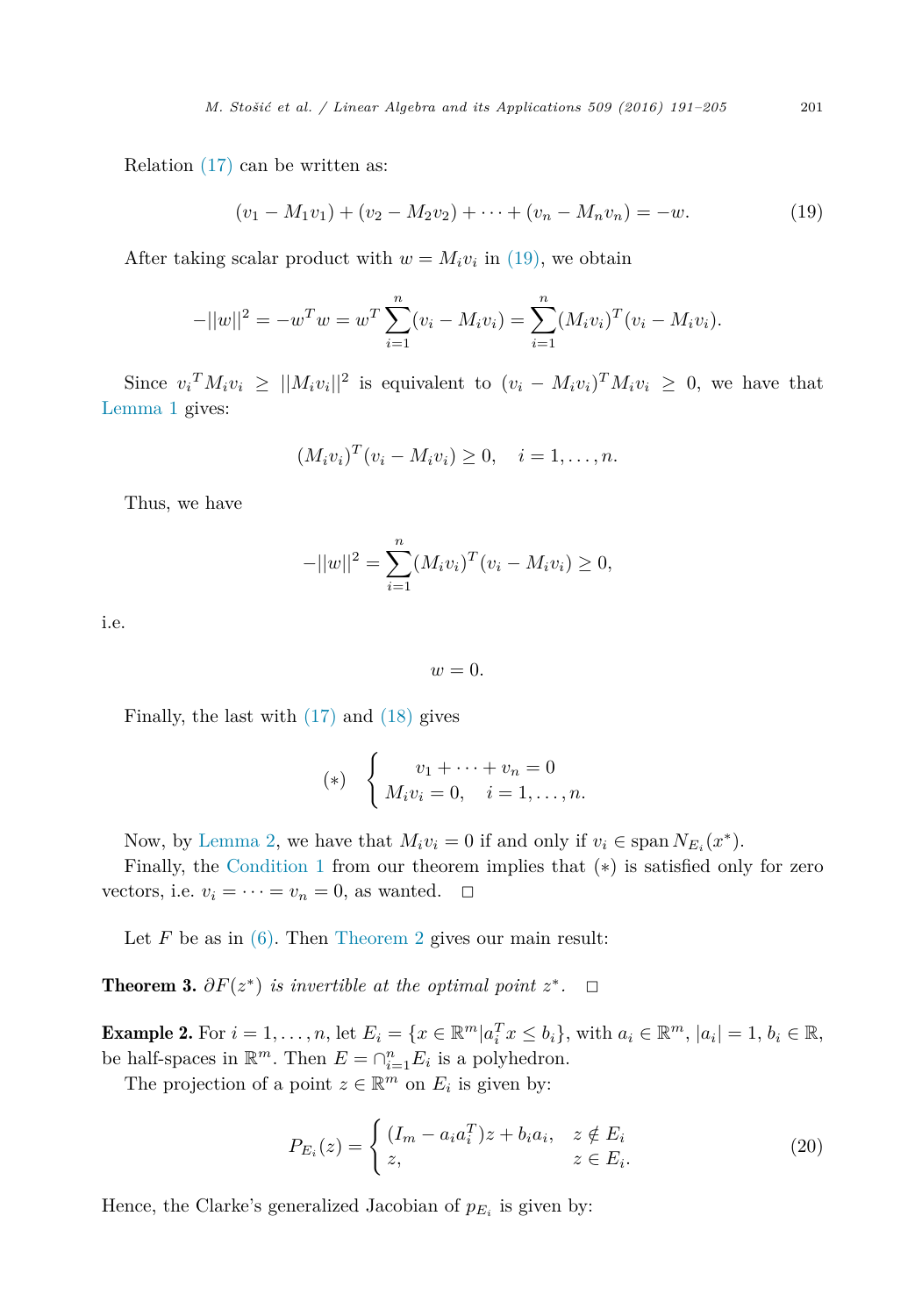Relation (17) can be written as:

$$(v_1 - M_1 v_1) + (v_2 - M_2 v_2) + \cdots + (v_n - M_n v_n) = -w. \tag{19}$$

After taking scalar product with $w = M_i v_i$ in (19), we obtain

$$-||w||^2 = -w^T w = w^T \sum_{i=1}^{n} (v_i - M_i v_i) = \sum_{i=1}^{n} (M_i v_i)^T (v_i - M_i v_i).$$

Since ${v_i}^T M_i v_i \geq ||M_i v_i||^2$ is equivalent to $(v_i - M_i v_i)^T M_i v_i \geq 0$, we have that Lemma 1 gives:

$$(M_i v_i)^T (v_i - M_i v_i) \geq 0, \quad i = 1, \ldots, n.$$

Thus, we have

$$-||w||^2 = \sum_{i=1}^{n} (M_i v_i)^T (v_i - M_i v_i) \geq 0,$$

i.e.

$$w = 0.$$

Finally, the last with (17) and (18) gives

$$(*) \quad \begin{cases} v_1 + \cdots + v_n = 0 \\ M_i v_i = 0, \quad i = 1, \ldots, n. \end{cases}$$

Now, by Lemma 2, we have that $M_i v_i = 0$ if and only if $v_i \in \operatorname{span} N_{E_i}(x^*)$.

Finally, the Condition 1 from our theorem implies that $(*)$ is satisfied only for zero vectors, i.e. $v_i = \cdots = v_n = 0$, as wanted. $\square$

Let $F$ be as in (6). Then Theorem 2 gives our main result:

**Theorem 3.** *$\partial F(z^*)$ is invertible at the optimal point $z^*$.* $\square$

**Example 2.** For $i = 1, \ldots, n$, let $E_i = \{x \in \mathbb{R}^m | a_i^T x \leq b_i\}$, with $a_i \in \mathbb{R}^m$, $|a_i| = 1$, $b_i \in \mathbb{R}$, be half-spaces in $\mathbb{R}^m$. Then $E = \cap_{i=1}^{n} E_i$ is a polyhedron.

The projection of a point $z \in \mathbb{R}^m$ on $E_i$ is given by:

$$P_{E_i}(z) = \begin{cases} (I_m - a_i a_i^T) z + b_i a_i, & z \notin E_i \\ z, & z \in E_i. \end{cases} \tag{20}$$

Hence, the Clarke's generalized Jacobian of $p_{E_i}$ is given by: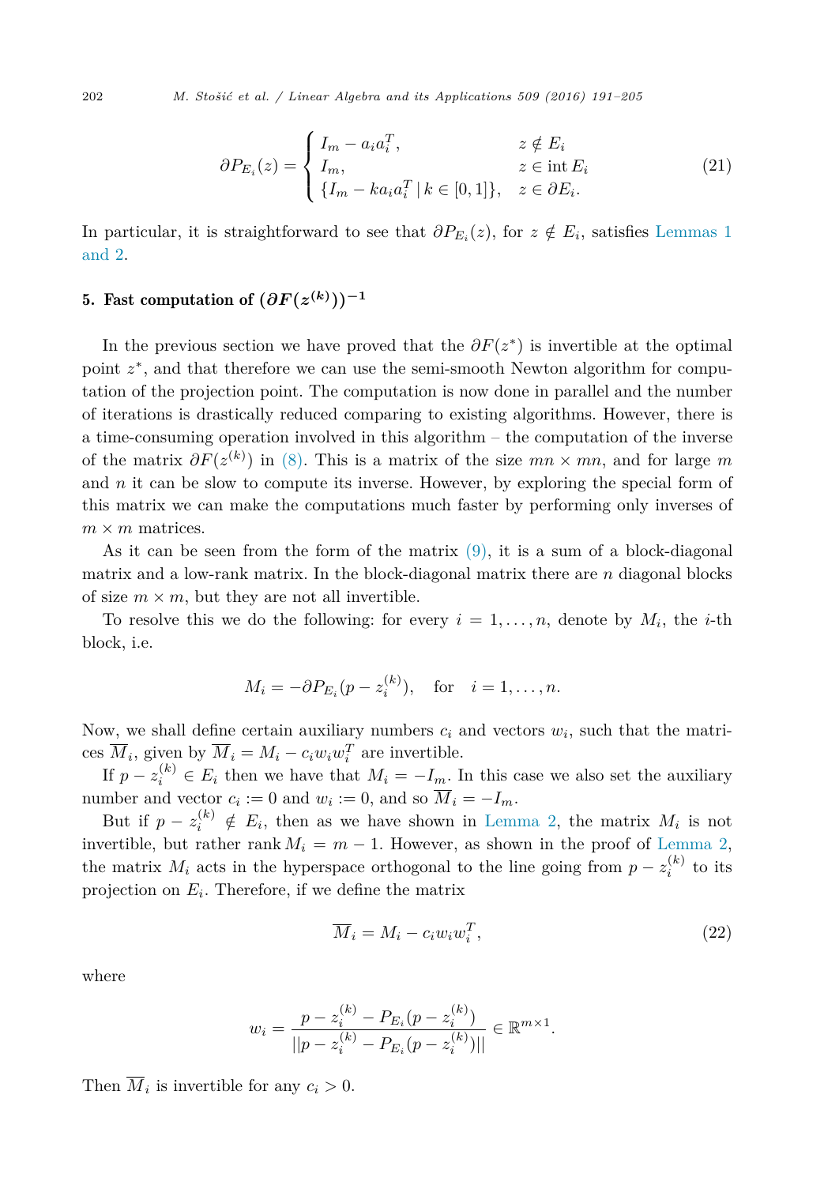$$\partial P_{E_i}(z) = \begin{cases} I_m - a_i a_i^T, & z \notin E_i \\ I_m, & z \in \operatorname{int} E_i \\ \{I_m - k a_i a_i^T \mid k \in [0,1]\}, & z \in \partial E_i. \end{cases} \tag{21}$$

In particular, it is straightforward to see that $\partial P_{E_i}(z)$, for $z \notin E_i$, satisfies Lemmas 1 and 2.

## 5. Fast computation of $(\partial F(z^{(k)}))^{-1}$

In the previous section we have proved that the $\partial F(z^*)$ is invertible at the optimal point $z^*$, and that therefore we can use the semi-smooth Newton algorithm for computation of the projection point. The computation is now done in parallel and the number of iterations is drastically reduced comparing to existing algorithms. However, there is a time-consuming operation involved in this algorithm – the computation of the inverse of the matrix $\partial F(z^{(k)})$ in (8). This is a matrix of the size $mn \times mn$, and for large $m$ and $n$ it can be slow to compute its inverse. However, by exploring the special form of this matrix we can make the computations much faster by performing only inverses of $m \times m$ matrices.

As it can be seen from the form of the matrix (9), it is a sum of a block-diagonal matrix and a low-rank matrix. In the block-diagonal matrix there are $n$ diagonal blocks of size $m \times m$, but they are not all invertible.

To resolve this we do the following: for every $i = 1, \dots, n$, denote by $M_i$, the $i$-th block, i.e.

$$M_i = -\partial P_{E_i}(p - z_i^{(k)}), \quad \text{for} \quad i = 1, \dots, n.$$

Now, we shall define certain auxiliary numbers $c_i$ and vectors $w_i$, such that the matrices $\overline{M}_i$, given by $\overline{M}_i = M_i - c_i w_i w_i^T$ are invertible.

If $p - z_i^{(k)} \in E_i$ then we have that $M_i = -I_m$. In this case we also set the auxiliary number and vector $c_i := 0$ and $w_i := 0$, and so $\overline{M}_i = -I_m$.

But if $p - z_i^{(k)} \notin E_i$, then as we have shown in Lemma 2, the matrix $M_i$ is not invertible, but rather $\operatorname{rank} M_i = m - 1$. However, as shown in the proof of Lemma 2, the matrix $M_i$ acts in the hyperspace orthogonal to the line going from $p - z_i^{(k)}$ to its projection on $E_i$. Therefore, if we define the matrix

$$\overline{M}_i = M_i - c_i w_i w_i^T, \tag{22}$$

where

$$w_i = \frac{p - z_i^{(k)} - P_{E_i}(p - z_i^{(k)})}{||p - z_i^{(k)} - P_{E_i}(p - z_i^{(k)})||} \in \mathbb{R}^{m \times 1}.$$

Then $\overline{M}_i$ is invertible for any $c_i > 0$.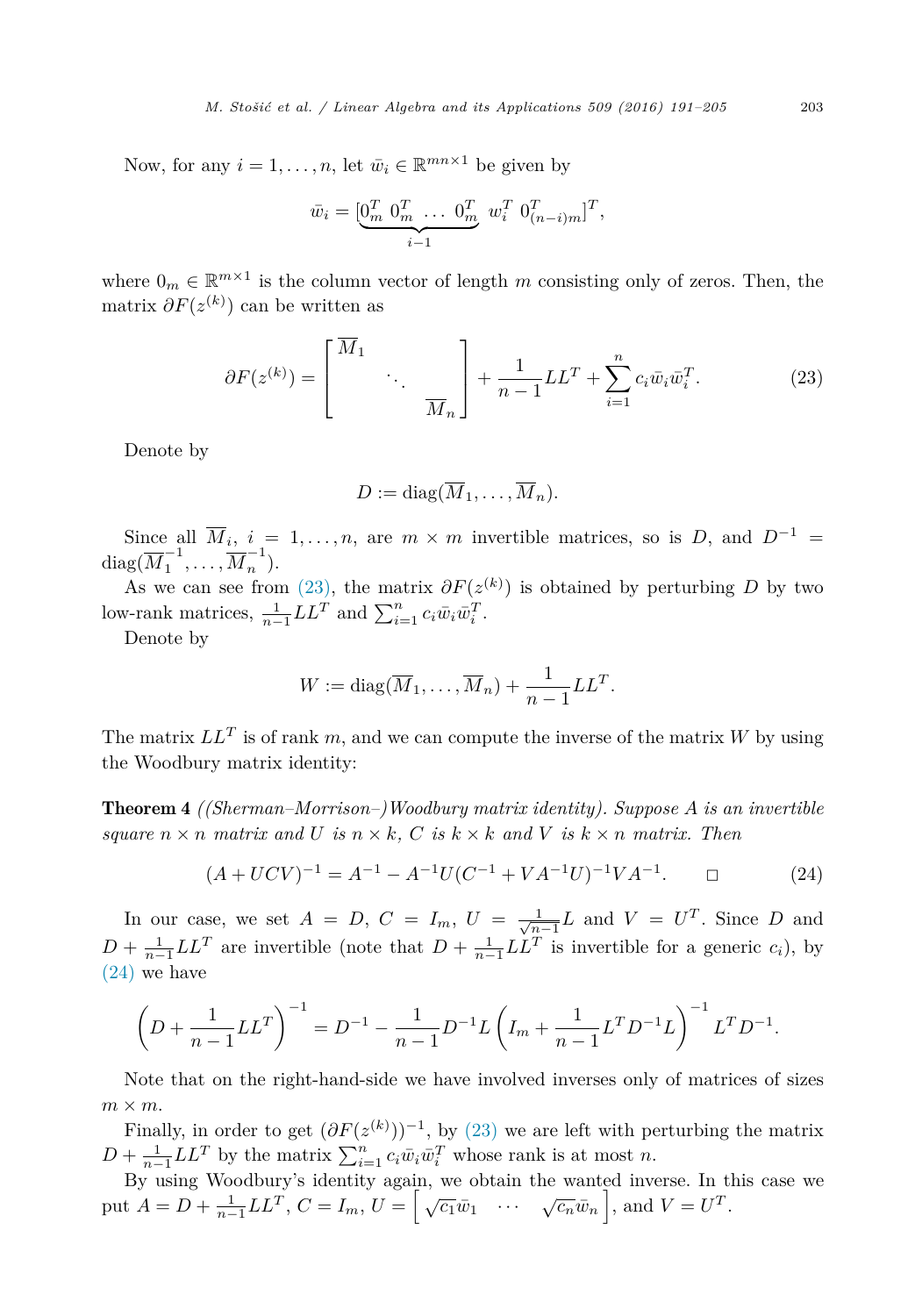Now, for any $i = 1, \ldots, n$, let $\bar{w}_i \in \mathbb{R}^{mn \times 1}$ be given by

$$\bar{w}_i = [\underbrace{0_m^T \; 0_m^T \; \ldots \; 0_m^T}_{i-1} \; w_i^T \; 0_{(n-i)m}^T]^T,$$

where $0_m \in \mathbb{R}^{m \times 1}$ is the column vector of length $m$ consisting only of zeros. Then, the matrix $\partial F(z^{(k)})$ can be written as

$$\partial F(z^{(k)}) = \begin{bmatrix} \overline{M}_1 & & \\ & \ddots & \\ & & \overline{M}_n \end{bmatrix} + \frac{1}{n-1} L L^T + \sum_{i=1}^{n} c_i \bar{w}_i \bar{w}_i^T. \tag{23}$$

Denote by

$$D := \operatorname{diag}(\overline{M}_1, \ldots, \overline{M}_n).$$

Since all $\overline{M}_i$, $i = 1, \ldots, n$, are $m \times m$ invertible matrices, so is $D$, and $D^{-1} = \operatorname{diag}(\overline{M}_1^{-1}, \ldots, \overline{M}_n^{-1})$.

As we can see from (23), the matrix $\partial F(z^{(k)})$ is obtained by perturbing $D$ by two low-rank matrices, $\frac{1}{n-1} L L^T$ and $\sum_{i=1}^{n} c_i \bar{w}_i \bar{w}_i^T$.

Denote by

$$W := \operatorname{diag}(\overline{M}_1, \ldots, \overline{M}_n) + \frac{1}{n-1} L L^T.$$

The matrix $LL^T$ is of rank $m$, and we can compute the inverse of the matrix $W$ by using the Woodbury matrix identity:

**Theorem 4** *((Sherman–Morrison–)Woodbury matrix identity). Suppose $A$ is an invertible square $n \times n$ matrix and $U$ is $n \times k$, $C$ is $k \times k$ and $V$ is $k \times n$ matrix. Then*

$$(A + UCV)^{-1} = A^{-1} - A^{-1}U(C^{-1} + VA^{-1}U)^{-1}VA^{-1}. \qquad \square \tag{24}$$

In our case, we set $A = D$, $C = I_m$, $U = \frac{1}{\sqrt{n-1}} L$ and $V = U^T$. Since $D$ and $D + \frac{1}{n-1} L L^T$ are invertible (note that $D + \frac{1}{n-1} L L^T$ is invertible for a generic $c_i$), by (24) we have

$$\left(D + \frac{1}{n-1} L L^T\right)^{-1} = D^{-1} - \frac{1}{n-1} D^{-1} L \left(I_m + \frac{1}{n-1} L^T D^{-1} L\right)^{-1} L^T D^{-1}.$$

Note that on the right-hand-side we have involved inverses only of matrices of sizes $m \times m$.

Finally, in order to get $(\partial F(z^{(k)}))^{-1}$, by (23) we are left with perturbing the matrix $D + \frac{1}{n-1} L L^T$ by the matrix $\sum_{i=1}^{n} c_i \bar{w}_i \bar{w}_i^T$ whose rank is at most $n$.

By using Woodbury's identity again, we obtain the wanted inverse. In this case we put $A = D + \frac{1}{n-1} L L^T$, $C = I_m$, $U = \begin{bmatrix} \sqrt{c_1} \bar{w}_1 & \cdots & \sqrt{c_n} \bar{w}_n \end{bmatrix}$, and $V = U^T$.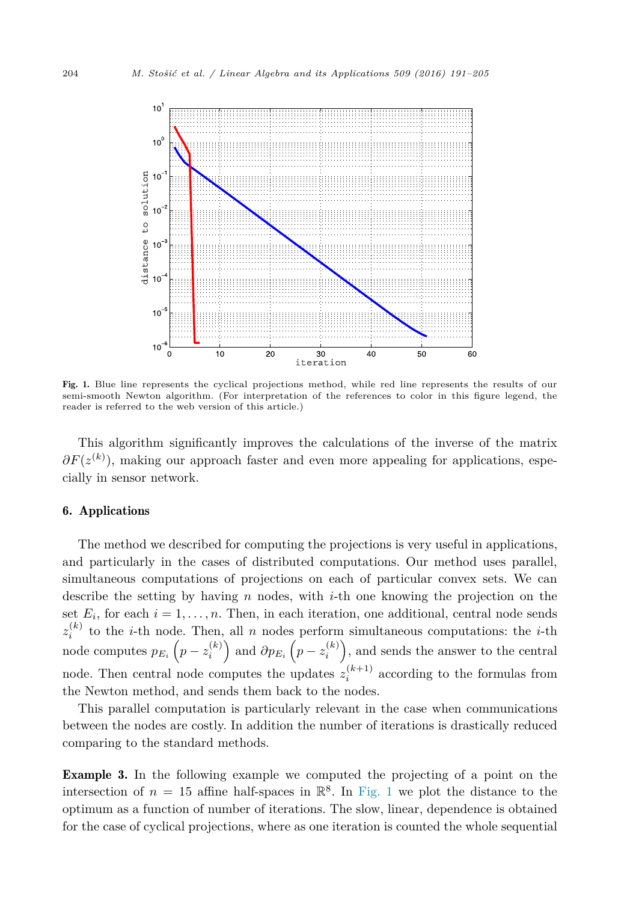$10^1$

$10^0$

$10^{-1}$

$10^{-2}$

$10^{-3}$

$10^{-4}$

$10^{-5}$

$10^{-6}$

distance to solution

0 10 20 30 40 50 60

iteration

**Fig. 1.** Blue line represents the cyclical projections method, while red line represents the results of our semi-smooth Newton algorithm. (For interpretation of the references to color in this figure legend, the reader is referred to the web version of this article.)

This algorithm significantly improves the calculations of the inverse of the matrix $\partial F(z^{(k)})$, making our approach faster and even more appealing for applications, especially in sensor network.

## 6. Applications

The method we described for computing the projections is very useful in applications, and particularly in the cases of distributed computations. Our method uses parallel, simultaneous computations of projections on each of particular convex sets. We can describe the setting by having $n$ nodes, with $i$-th one knowing the projection on the set $E_i$, for each $i = 1, \ldots, n$. Then, in each iteration, one additional, central node sends $z_i^{(k)}$ to the $i$-th node. Then, all $n$ nodes perform simultaneous computations: the $i$-th node computes $p_{E_i}\left(p - z_i^{(k)}\right)$ and $\partial p_{E_i}\left(p - z_i^{(k)}\right)$, and sends the answer to the central node. Then central node computes the updates $z_i^{(k+1)}$ according to the formulas from the Newton method, and sends them back to the nodes.

This parallel computation is particularly relevant in the case when communications between the nodes are costly. In addition the number of iterations is drastically reduced comparing to the standard methods.

**Example 3.** In the following example we computed the projecting of a point on the intersection of $n = 15$ affine half-spaces in $\mathbb{R}^8$. In Fig. 1 we plot the distance to the optimum as a function of number of iterations. The slow, linear, dependence is obtained for the case of cyclical projections, where as one iteration is counted the whole sequential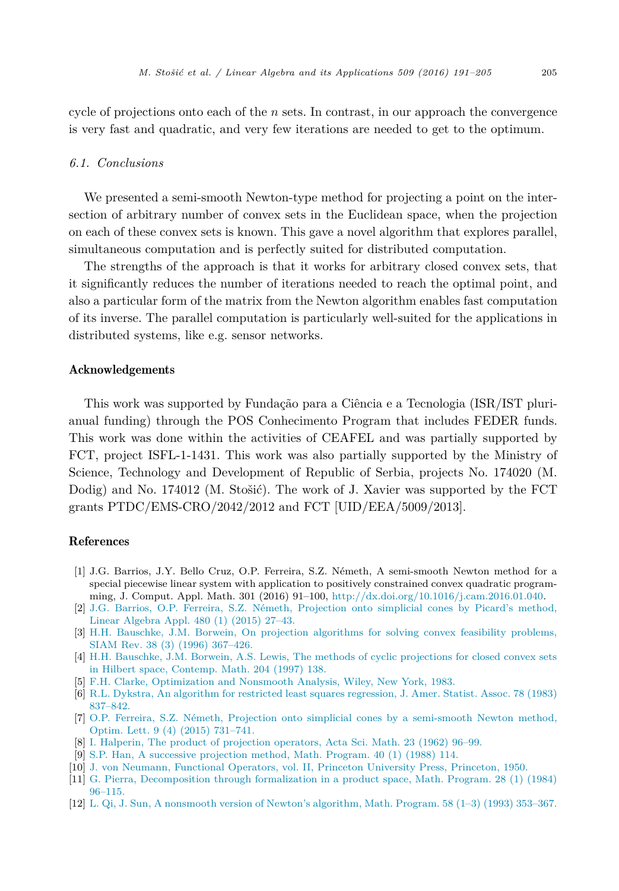cycle of projections onto each of the $n$ sets. In contrast, in our approach the convergence is very fast and quadratic, and very few iterations are needed to get to the optimum.

### 6.1. Conclusions

We presented a semi-smooth Newton-type method for projecting a point on the intersection of arbitrary number of convex sets in the Euclidean space, when the projection on each of these convex sets is known. This gave a novel algorithm that explores parallel, simultaneous computation and is perfectly suited for distributed computation.

The strengths of the approach is that it works for arbitrary closed convex sets, that it significantly reduces the number of iterations needed to reach the optimal point, and also a particular form of the matrix from the Newton algorithm enables fast computation of its inverse. The parallel computation is particularly well-suited for the applications in distributed systems, like e.g. sensor networks.

## Acknowledgements

This work was supported by Fundação para a Ciência e a Tecnologia (ISR/IST pluri-anual funding) through the POS Conhecimento Program that includes FEDER funds. This work was done within the activities of CEAFEL and was partially supported by FCT, project ISFL-1-1431. This work was also partially supported by the Ministry of Science, Technology and Development of Republic of Serbia, projects No. 174020 (M. Dodig) and No. 174012 (M. Stošić). The work of J. Xavier was supported by the FCT grants PTDC/EMS-CRO/2042/2012 and FCT [UID/EEA/5009/2013].

## References

[1] J.G. Barrios, J.Y. Bello Cruz, O.P. Ferreira, S.Z. Németh, A semi-smooth Newton method for a special piecewise linear system with application to positively constrained convex quadratic programming, J. Comput. Appl. Math. 301 (2016) 91–100, http://dx.doi.org/10.1016/j.cam.2016.01.040.

[2] J.G. Barrios, O.P. Ferreira, S.Z. Németh, Projection onto simplicial cones by Picard's method, Linear Algebra Appl. 480 (1) (2015) 27–43.

[3] H.H. Bauschke, J.M. Borwein, On projection algorithms for solving convex feasibility problems, SIAM Rev. 38 (3) (1996) 367–426.

[4] H.H. Bauschke, J.M. Borwein, A.S. Lewis, The methods of cyclic projections for closed convex sets in Hilbert space, Contemp. Math. 204 (1997) 138.

[5] F.H. Clarke, Optimization and Nonsmooth Analysis, Wiley, New York, 1983.

[6] R.L. Dykstra, An algorithm for restricted least squares regression, J. Amer. Statist. Assoc. 78 (1983) 837–842.

[7] O.P. Ferreira, S.Z. Németh, Projection onto simplicial cones by a semi-smooth Newton method, Optim. Lett. 9 (4) (2015) 731–741.

[8] I. Halperin, The product of projection operators, Acta Sci. Math. 23 (1962) 96–99.

[9] S.P. Han, A successive projection method, Math. Program. 40 (1) (1988) 114.

[10] J. von Neumann, Functional Operators, vol. II, Princeton University Press, Princeton, 1950.

[11] G. Pierra, Decomposition through formalization in a product space, Math. Program. 28 (1) (1984) 96–115.

[12] L. Qi, J. Sun, A nonsmooth version of Newton's algorithm, Math. Program. 58 (1–3) (1993) 353–367.